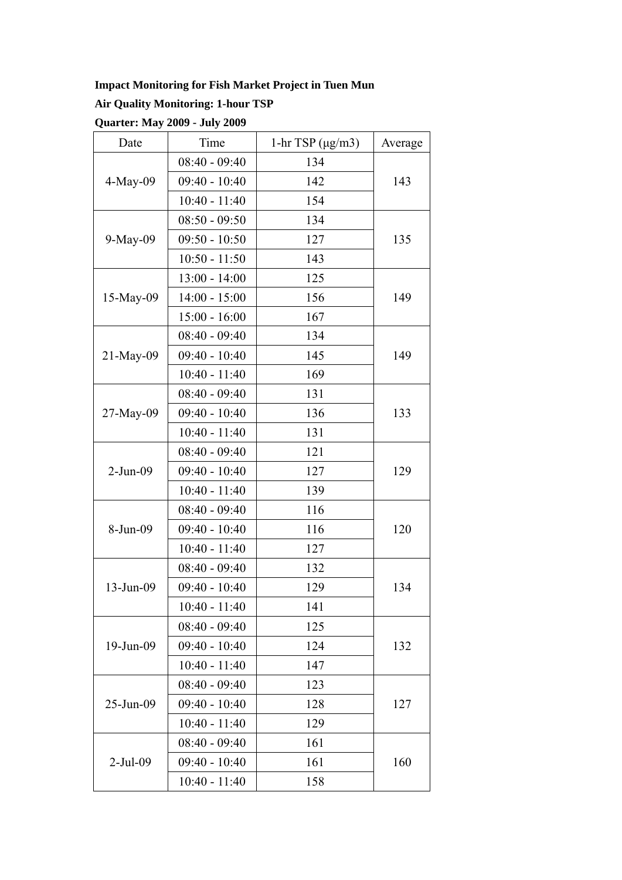**Impact Monitoring for Fish Market Project in Tuen Mun**

**Air Quality Monitoring: 1-hour TSP**

**Quarter: May 2009 - July 2009**

| Date | Time | 1-hr TSP (μg/m3) | Average |
|---|---|---|---|
| 4-May-09 | 08:40 - 09:40 | 134 | 143 |
| | 09:40 - 10:40 | 142 | |
| | 10:40 - 11:40 | 154 | |
| 9-May-09 | 08:50 - 09:50 | 134 | 135 |
| | 09:50 - 10:50 | 127 | |
| | 10:50 - 11:50 | 143 | |
| 15-May-09 | 13:00 - 14:00 | 125 | 149 |
| | 14:00 - 15:00 | 156 | |
| | 15:00 - 16:00 | 167 | |
| 21-May-09 | 08:40 - 09:40 | 134 | 149 |
| | 09:40 - 10:40 | 145 | |
| | 10:40 - 11:40 | 169 | |
| 27-May-09 | 08:40 - 09:40 | 131 | 133 |
| | 09:40 - 10:40 | 136 | |
| | 10:40 - 11:40 | 131 | |
| 2-Jun-09 | 08:40 - 09:40 | 121 | 129 |
| | 09:40 - 10:40 | 127 | |
| | 10:40 - 11:40 | 139 | |
| 8-Jun-09 | 08:40 - 09:40 | 116 | 120 |
| | 09:40 - 10:40 | 116 | |
| | 10:40 - 11:40 | 127 | |
| 13-Jun-09 | 08:40 - 09:40 | 132 | 134 |
| | 09:40 - 10:40 | 129 | |
| | 10:40 - 11:40 | 141 | |
| 19-Jun-09 | 08:40 - 09:40 | 125 | 132 |
| | 09:40 - 10:40 | 124 | |
| | 10:40 - 11:40 | 147 | |
| 25-Jun-09 | 08:40 - 09:40 | 123 | 127 |
| | 09:40 - 10:40 | 128 | |
| | 10:40 - 11:40 | 129 | |
| 2-Jul-09 | 08:40 - 09:40 | 161 | 160 |
| | 09:40 - 10:40 | 161 | |
| | 10:40 - 11:40 | 158 | |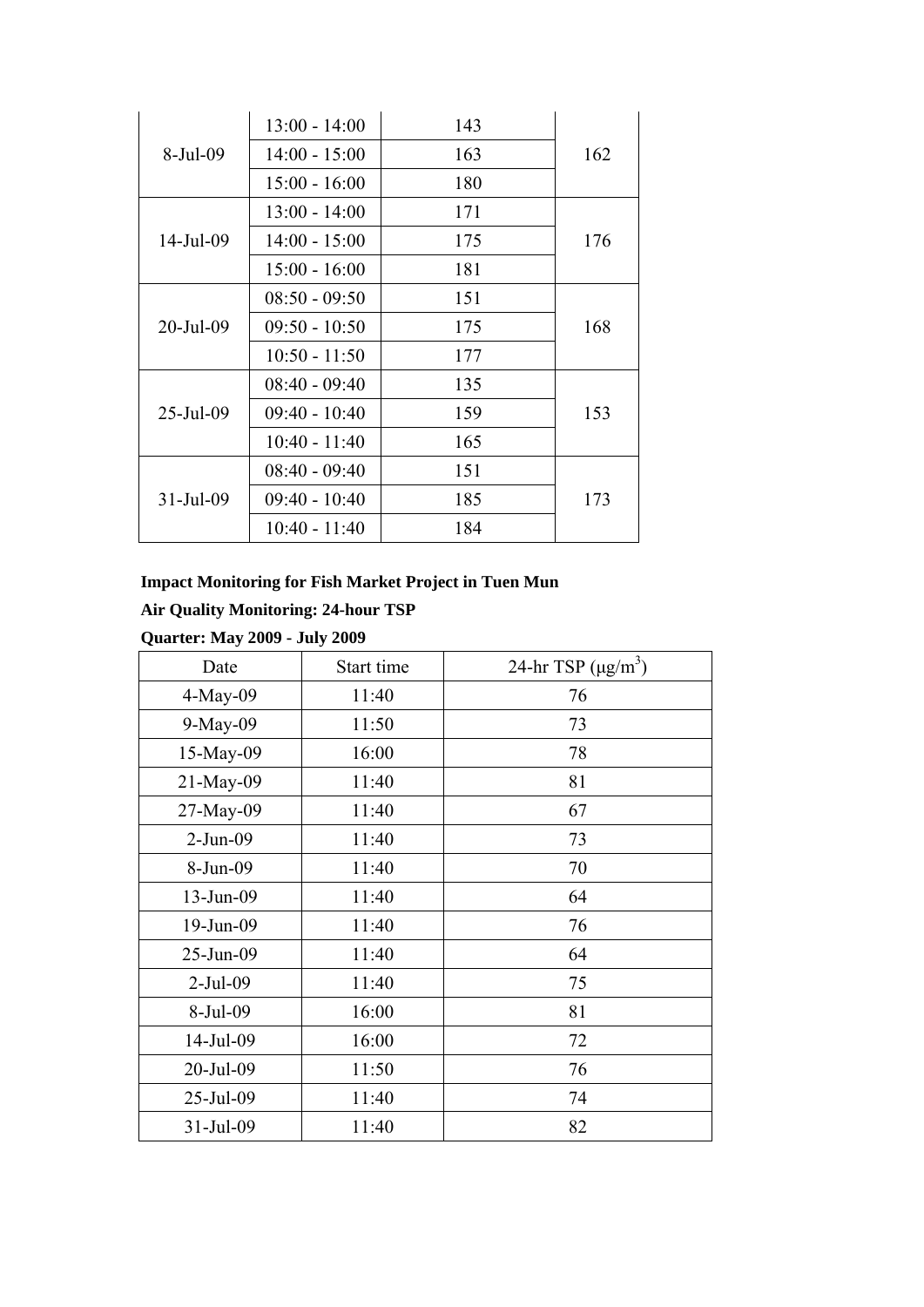| | | | |
|---|---|---|---|
| 8-Jul-09 | 13:00 - 14:00 | 143 | 162 |
| | 14:00 - 15:00 | 163 | |
| | 15:00 - 16:00 | 180 | |
| 14-Jul-09 | 13:00 - 14:00 | 171 | 176 |
| | 14:00 - 15:00 | 175 | |
| | 15:00 - 16:00 | 181 | |
| 20-Jul-09 | 08:50 - 09:50 | 151 | 168 |
| | 09:50 - 10:50 | 175 | |
| | 10:50 - 11:50 | 177 | |
| 25-Jul-09 | 08:40 - 09:40 | 135 | 153 |
| | 09:40 - 10:40 | 159 | |
| | 10:40 - 11:40 | 165 | |
| 31-Jul-09 | 08:40 - 09:40 | 151 | 173 |
| | 09:40 - 10:40 | 185 | |
| | 10:40 - 11:40 | 184 | |

**Impact Monitoring for Fish Market Project in Tuen Mun**

**Air Quality Monitoring: 24-hour TSP**

**Quarter: May 2009 - July 2009**

| Date | Start time | 24-hr TSP ($\mu g/m^3$) |
|---|---|---|
| 4-May-09 | 11:40 | 76 |
| 9-May-09 | 11:50 | 73 |
| 15-May-09 | 16:00 | 78 |
| 21-May-09 | 11:40 | 81 |
| 27-May-09 | 11:40 | 67 |
| 2-Jun-09 | 11:40 | 73 |
| 8-Jun-09 | 11:40 | 70 |
| 13-Jun-09 | 11:40 | 64 |
| 19-Jun-09 | 11:40 | 76 |
| 25-Jun-09 | 11:40 | 64 |
| 2-Jul-09 | 11:40 | 75 |
| 8-Jul-09 | 16:00 | 81 |
| 14-Jul-09 | 16:00 | 72 |
| 20-Jul-09 | 11:50 | 76 |
| 25-Jul-09 | 11:40 | 74 |
| 31-Jul-09 | 11:40 | 82 |